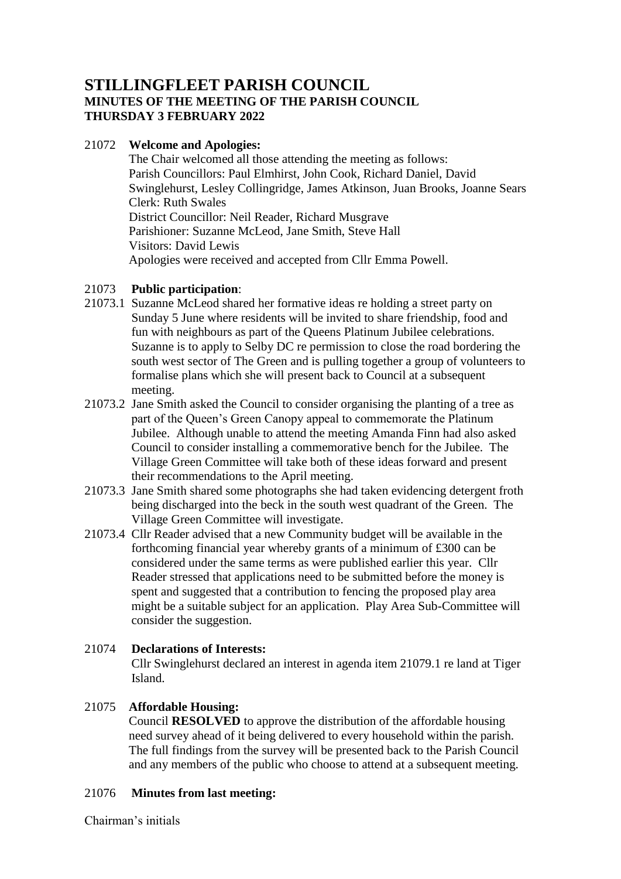# STILLINGFLEET PARISH COUNCIL

## MINUTES OF THE MEETING OF THE PARISH COUNCIL

## THURSDAY 3 FEBRUARY 2022

21072 **Welcome and Apologies:**

The Chair welcomed all those attending the meeting as follows:
Parish Councillors: Paul Elmhirst, John Cook, Richard Daniel, David Swinglehurst, Lesley Collingridge, James Atkinson, Juan Brooks, Joanne Sears
Clerk: Ruth Swales
District Councillor: Neil Reader, Richard Musgrave
Parishioner: Suzanne McLeod, Jane Smith, Steve Hall
Visitors: David Lewis
Apologies were received and accepted from Cllr Emma Powell.

21073 **Public participation**:

21073.1 Suzanne McLeod shared her formative ideas re holding a street party on Sunday 5 June where residents will be invited to share friendship, food and fun with neighbours as part of the Queens Platinum Jubilee celebrations. Suzanne is to apply to Selby DC re permission to close the road bordering the south west sector of The Green and is pulling together a group of volunteers to formalise plans which she will present back to Council at a subsequent meeting.

21073.2 Jane Smith asked the Council to consider organising the planting of a tree as part of the Queen's Green Canopy appeal to commemorate the Platinum Jubilee. Although unable to attend the meeting Amanda Finn had also asked Council to consider installing a commemorative bench for the Jubilee. The Village Green Committee will take both of these ideas forward and present their recommendations to the April meeting.

21073.3 Jane Smith shared some photographs she had taken evidencing detergent froth being discharged into the beck in the south west quadrant of the Green. The Village Green Committee will investigate.

21073.4 Cllr Reader advised that a new Community budget will be available in the forthcoming financial year whereby grants of a minimum of £300 can be considered under the same terms as were published earlier this year. Cllr Reader stressed that applications need to be submitted before the money is spent and suggested that a contribution to fencing the proposed play area might be a suitable subject for an application. Play Area Sub-Committee will consider the suggestion.

21074 **Declarations of Interests:**

Cllr Swinglehurst declared an interest in agenda item 21079.1 re land at Tiger Island.

21075 **Affordable Housing:**

Council **RESOLVED** to approve the distribution of the affordable housing need survey ahead of it being delivered to every household within the parish. The full findings from the survey will be presented back to the Parish Council and any members of the public who choose to attend at a subsequent meeting.

21076 **Minutes from last meeting:**

Chairman's initials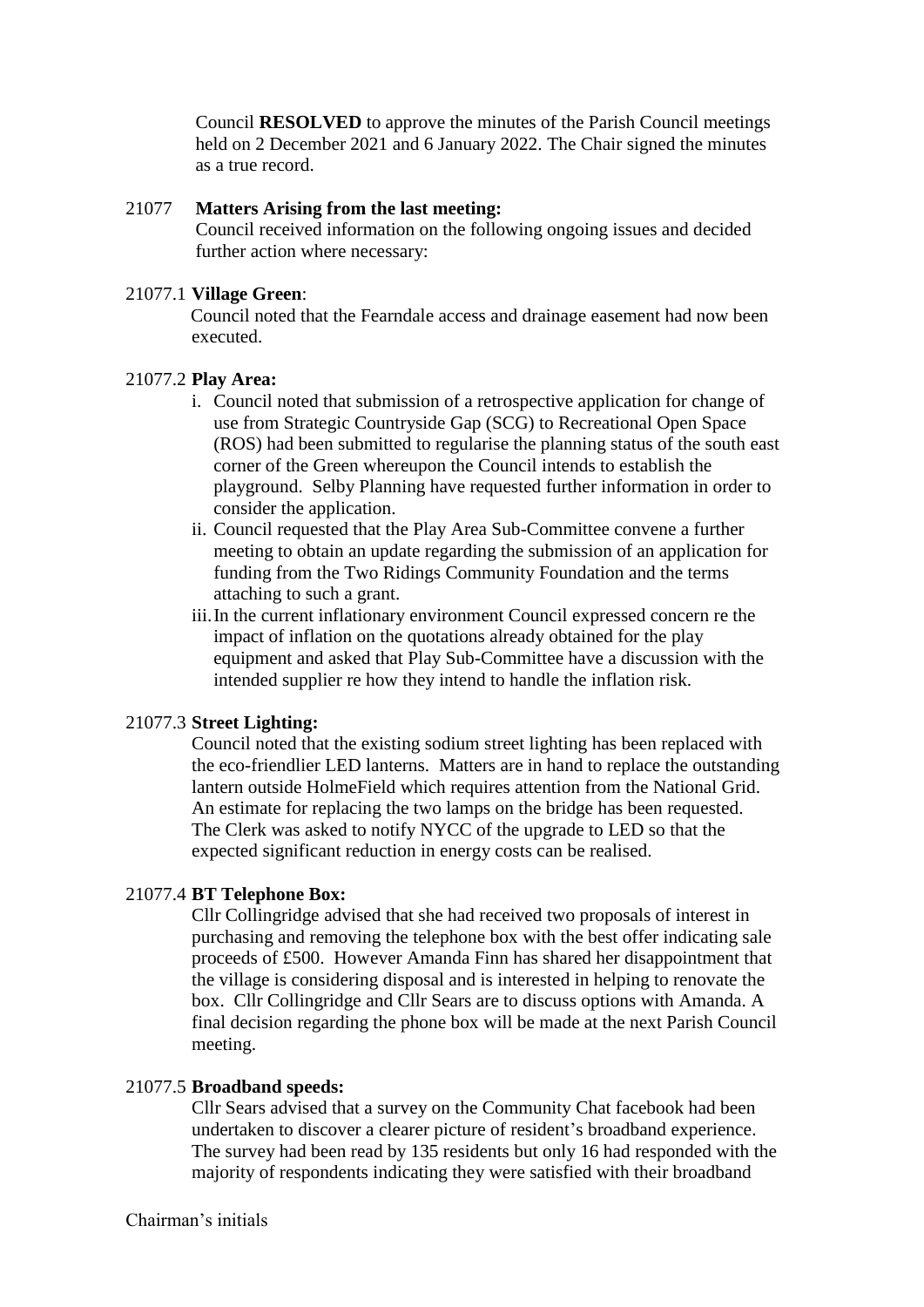Council **RESOLVED** to approve the minutes of the Parish Council meetings held on 2 December 2021 and 6 January 2022. The Chair signed the minutes as a true record.

21077 **Matters Arising from the last meeting:**

Council received information on the following ongoing issues and decided further action where necessary:

21077.1 **Village Green**:

Council noted that the Fearndale access and drainage easement had now been executed.

21077.2 **Play Area:**

i. Council noted that submission of a retrospective application for change of use from Strategic Countryside Gap (SCG) to Recreational Open Space (ROS) had been submitted to regularise the planning status of the south east corner of the Green whereupon the Council intends to establish the playground. Selby Planning have requested further information in order to consider the application.
ii. Council requested that the Play Area Sub-Committee convene a further meeting to obtain an update regarding the submission of an application for funding from the Two Ridings Community Foundation and the terms attaching to such a grant.
iii. In the current inflationary environment Council expressed concern re the impact of inflation on the quotations already obtained for the play equipment and asked that Play Sub-Committee have a discussion with the intended supplier re how they intend to handle the inflation risk.

21077.3 **Street Lighting:**

Council noted that the existing sodium street lighting has been replaced with the eco-friendlier LED lanterns. Matters are in hand to replace the outstanding lantern outside HolmeField which requires attention from the National Grid. An estimate for replacing the two lamps on the bridge has been requested. The Clerk was asked to notify NYCC of the upgrade to LED so that the expected significant reduction in energy costs can be realised.

21077.4 **BT Telephone Box:**

Cllr Collingridge advised that she had received two proposals of interest in purchasing and removing the telephone box with the best offer indicating sale proceeds of £500. However Amanda Finn has shared her disappointment that the village is considering disposal and is interested in helping to renovate the box. Cllr Collingridge and Cllr Sears are to discuss options with Amanda. A final decision regarding the phone box will be made at the next Parish Council meeting.

21077.5 **Broadband speeds:**

Cllr Sears advised that a survey on the Community Chat facebook had been undertaken to discover a clearer picture of resident's broadband experience. The survey had been read by 135 residents but only 16 had responded with the majority of respondents indicating they were satisfied with their broadband

Chairman's initials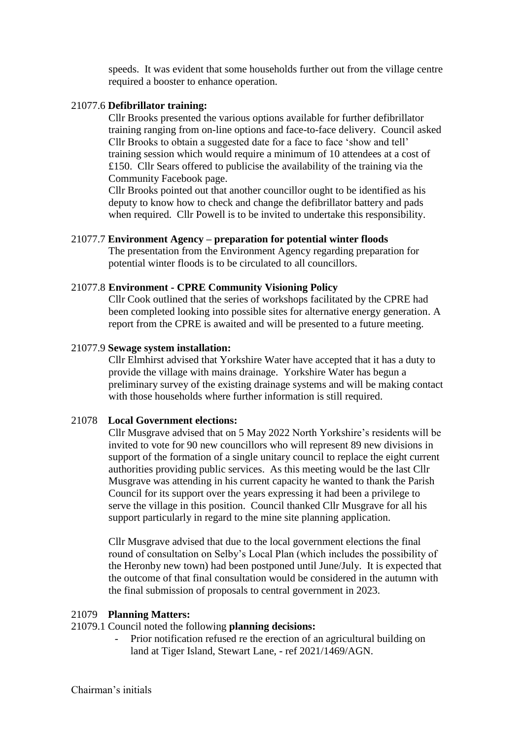speeds. It was evident that some households further out from the village centre required a booster to enhance operation.

21077.6 **Defibrillator training:**

Cllr Brooks presented the various options available for further defibrillator training ranging from on-line options and face-to-face delivery. Council asked Cllr Brooks to obtain a suggested date for a face to face 'show and tell' training session which would require a minimum of 10 attendees at a cost of £150. Cllr Sears offered to publicise the availability of the training via the Community Facebook page.

Cllr Brooks pointed out that another councillor ought to be identified as his deputy to know how to check and change the defibrillator battery and pads when required. Cllr Powell is to be invited to undertake this responsibility.

21077.7 **Environment Agency – preparation for potential winter floods**

The presentation from the Environment Agency regarding preparation for potential winter floods is to be circulated to all councillors.

21077.8 **Environment - CPRE Community Visioning Policy**

Cllr Cook outlined that the series of workshops facilitated by the CPRE had been completed looking into possible sites for alternative energy generation. A report from the CPRE is awaited and will be presented to a future meeting.

21077.9 **Sewage system installation:**

Cllr Elmhirst advised that Yorkshire Water have accepted that it has a duty to provide the village with mains drainage. Yorkshire Water has begun a preliminary survey of the existing drainage systems and will be making contact with those households where further information is still required.

21078 **Local Government elections:**

Cllr Musgrave advised that on 5 May 2022 North Yorkshire's residents will be invited to vote for 90 new councillors who will represent 89 new divisions in support of the formation of a single unitary council to replace the eight current authorities providing public services. As this meeting would be the last Cllr Musgrave was attending in his current capacity he wanted to thank the Parish Council for its support over the years expressing it had been a privilege to serve the village in this position. Council thanked Cllr Musgrave for all his support particularly in regard to the mine site planning application.

Cllr Musgrave advised that due to the local government elections the final round of consultation on Selby's Local Plan (which includes the possibility of the Heronby new town) had been postponed until June/July. It is expected that the outcome of that final consultation would be considered in the autumn with the final submission of proposals to central government in 2023.

21079 **Planning Matters:**

21079.1 Council noted the following **planning decisions:**

- Prior notification refused re the erection of an agricultural building on land at Tiger Island, Stewart Lane, - ref 2021/1469/AGN.

Chairman's initials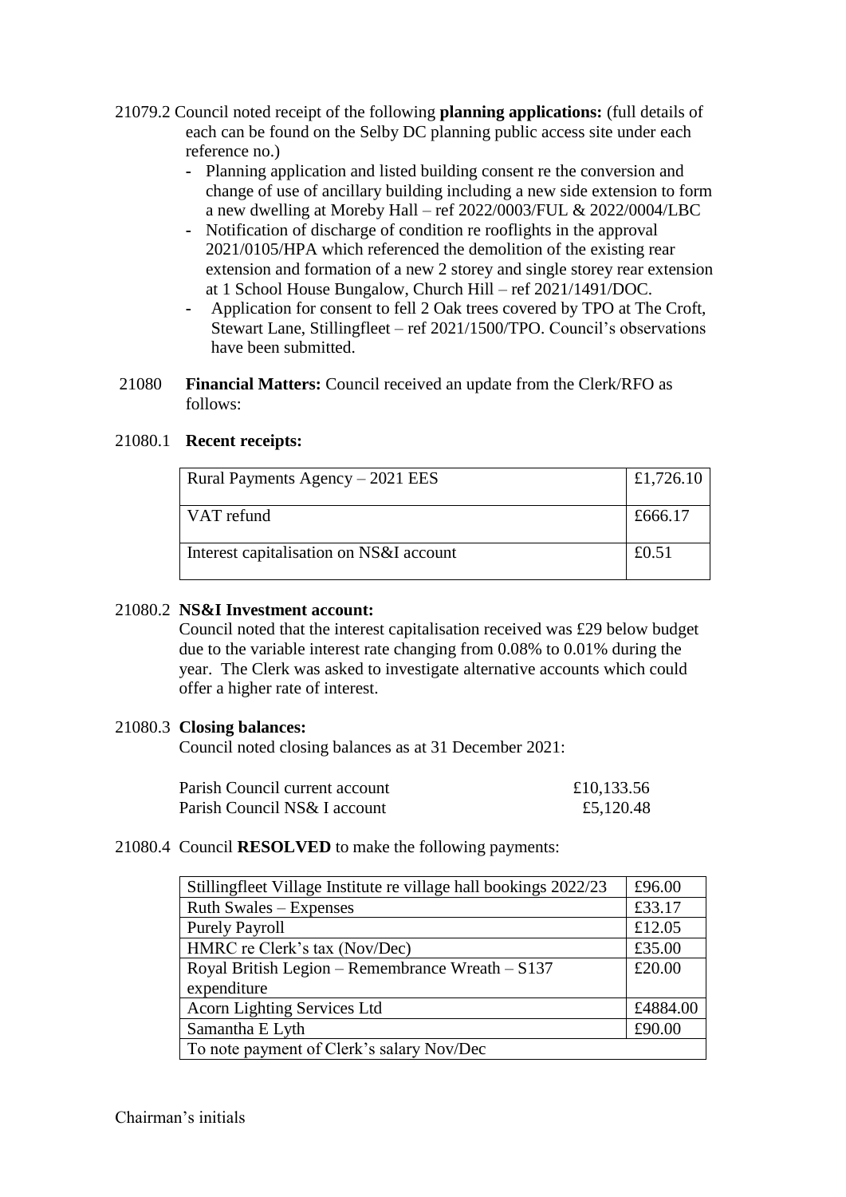21079.2 Council noted receipt of the following **planning applications:** (full details of each can be found on the Selby DC planning public access site under each reference no.)

- Planning application and listed building consent re the conversion and change of use of ancillary building including a new side extension to form a new dwelling at Moreby Hall – ref 2022/0003/FUL & 2022/0004/LBC
- Notification of discharge of condition re rooflights in the approval 2021/0105/HPA which referenced the demolition of the existing rear extension and formation of a new 2 storey and single storey rear extension at 1 School House Bungalow, Church Hill – ref 2021/1491/DOC.
- Application for consent to fell 2 Oak trees covered by TPO at The Croft, Stewart Lane, Stillingfleet – ref 2021/1500/TPO. Council's observations have been submitted.

21080 **Financial Matters:** Council received an update from the Clerk/RFO as follows:

21080.1 **Recent receipts:**

| | |
|---|---|
| Rural Payments Agency – 2021 EES | £1,726.10 |
| VAT refund | £666.17 |
| Interest capitalisation on NS&I account | £0.51 |

21080.2 **NS&I Investment account:**

Council noted that the interest capitalisation received was £29 below budget due to the variable interest rate changing from 0.08% to 0.01% during the year. The Clerk was asked to investigate alternative accounts which could offer a higher rate of interest.

21080.3 **Closing balances:**

Council noted closing balances as at 31 December 2021:

| | |
|---|---|
| Parish Council current account | £10,133.56 |
| Parish Council NS& I account | £5,120.48 |

21080.4 Council **RESOLVED** to make the following payments:

| | |
|---|---|
| Stillingfleet Village Institute re village hall bookings 2022/23 | £96.00 |
| Ruth Swales – Expenses | £33.17 |
| Purely Payroll | £12.05 |
| HMRC re Clerk's tax (Nov/Dec) | £35.00 |
| Royal British Legion – Remembrance Wreath – S137 expenditure | £20.00 |
| Acorn Lighting Services Ltd | £4884.00 |
| Samantha E Lyth | £90.00 |
| To note payment of Clerk's salary Nov/Dec | |

Chairman's initials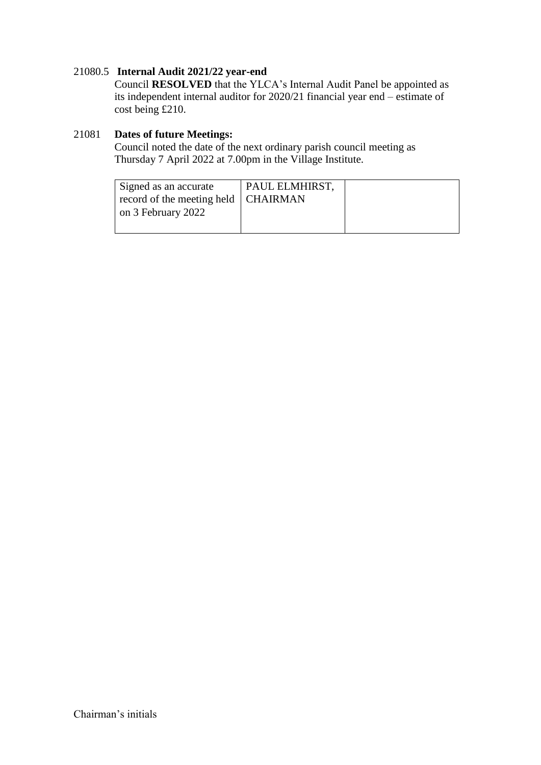21080.5 **Internal Audit 2021/22 year-end**

Council **RESOLVED** that the YLCA's Internal Audit Panel be appointed as its independent internal auditor for 2020/21 financial year end – estimate of cost being £210.

21081 **Dates of future Meetings:**

Council noted the date of the next ordinary parish council meeting as Thursday 7 April 2022 at 7.00pm in the Village Institute.

| | | |
|---|---|---|
| Signed as an accurate record of the meeting held on 3 February 2022 | PAUL ELMHIRST, CHAIRMAN | |

Chairman's initials